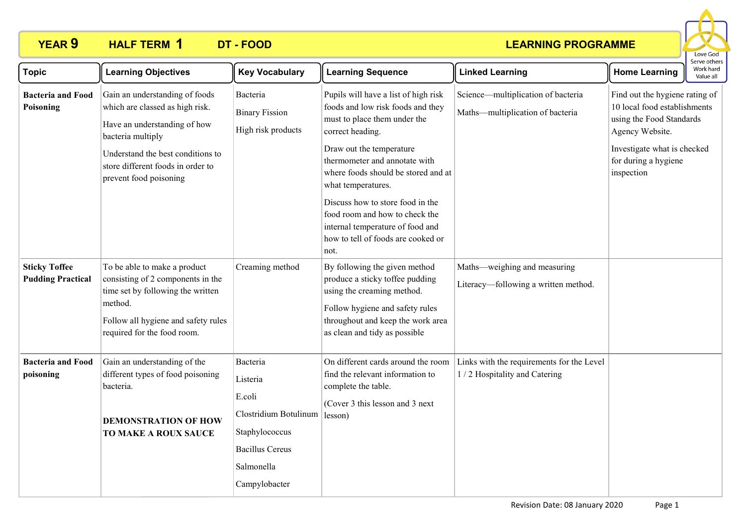# YEAR 9 HALF TERM 1 DT - FOOD LEARNING PROGRAMME

Love God
Serve others
Work hard
Value all

| Topic | Learning Objectives | Key Vocabulary | Learning Sequence | Linked Learning | Home Learning |
|---|---|---|---|---|---|
| **Bacteria and Food Poisoning** | Gain an understanding of foods which are classed as high risk.<br><br>Have an understanding of how bacteria multiply<br><br>Understand the best conditions to store different foods in order to prevent food poisoning | Bacteria<br><br>Binary Fission<br><br>High risk products | Pupils will have a list of high risk foods and low risk foods and they must to place them under the correct heading.<br><br>Draw out the temperature thermometer and annotate with where foods should be stored and at what temperatures.<br><br>Discuss how to store food in the food room and how to check the internal temperature of food and how to tell of foods are cooked or not. | Science—multiplication of bacteria<br><br>Maths—multiplication of bacteria | Find out the hygiene rating of 10 local food establishments using the Food Standards Agency Website.<br><br>Investigate what is checked for during a hygiene inspection |
| **Sticky Toffee Pudding Practical** | To be able to make a product consisting of 2 components in the time set by following the written method.<br><br>Follow all hygiene and safety rules required for the food room. | Creaming method | By following the given method produce a sticky toffee pudding using the creaming method.<br><br>Follow hygiene and safety rules throughout and keep the work area as clean and tidy as possible | Maths—weighing and measuring<br><br>Literacy—following a written method. | |
| **Bacteria and Food poisoning** | Gain an understanding of the different types of food poisoning bacteria.<br><br>**DEMONSTRATION OF HOW TO MAKE A ROUX SAUCE** | Bacteria<br><br>Listeria<br><br>E.coli<br><br>Clostridium Botulinum<br><br>Staphylococcus<br><br>Bacillus Cereus<br><br>Salmonella<br><br>Campylobacter | On different cards around the room find the relevant information to complete the table.<br><br>(Cover 3 this lesson and 3 next lesson) | Links with the requirements for the Level 1 / 2 Hospitality and Catering | |

Revision Date: 08 January 2020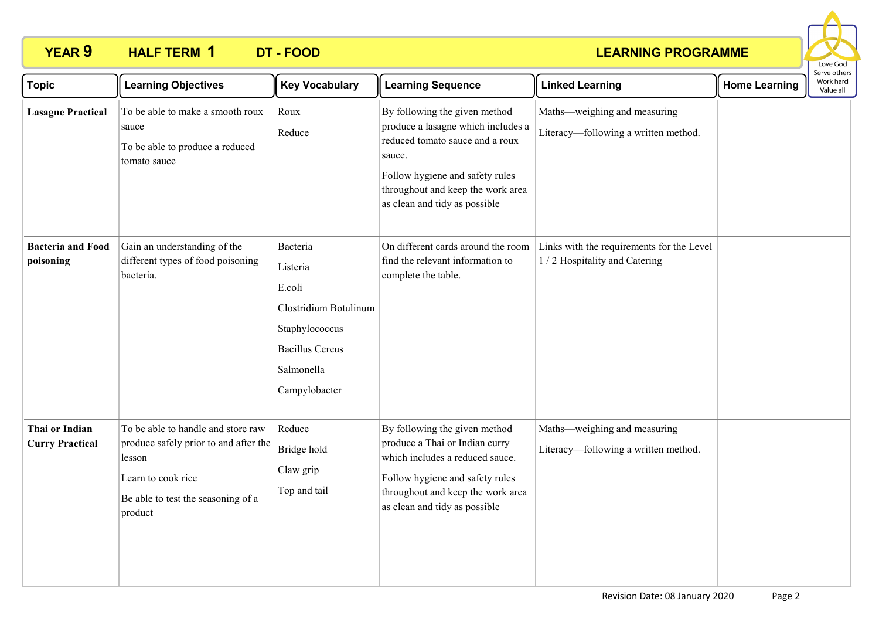# YEAR 9 HALF TERM 1 DT - FOOD LEARNING PROGRAMME

Love God
Serve others
Work hard
Value all

| Topic | Learning Objectives | Key Vocabulary | Learning Sequence | Linked Learning | Home Learning |
|---|---|---|---|---|---|
| **Lasagne Practical** | To be able to make a smooth roux sauce<br><br>To be able to produce a reduced tomato sauce | Roux<br><br>Reduce | By following the given method produce a lasagne which includes a reduced tomato sauce and a roux sauce.<br><br>Follow hygiene and safety rules throughout and keep the work area as clean and tidy as possible | Maths—weighing and measuring<br><br>Literacy—following a written method. | |
| **Bacteria and Food poisoning** | Gain an understanding of the different types of food poisoning bacteria. | Bacteria<br><br>Listeria<br><br>E.coli<br><br>Clostridium Botulinum<br><br>Staphylococcus<br><br>Bacillus Cereus<br><br>Salmonella<br><br>Campylobacter | On different cards around the room find the relevant information to complete the table. | Links with the requirements for the Level 1 / 2 Hospitality and Catering | |
| **Thai or Indian Curry Practical** | To be able to handle and store raw produce safely prior to and after the lesson<br><br>Learn to cook rice<br><br>Be able to test the seasoning of a product | Reduce<br><br>Bridge hold<br><br>Claw grip<br><br>Top and tail | By following the given method produce a Thai or Indian curry which includes a reduced sauce.<br><br>Follow hygiene and safety rules throughout and keep the work area as clean and tidy as possible | Maths—weighing and measuring<br><br>Literacy—following a written method. | |

Revision Date: 08 January 2020